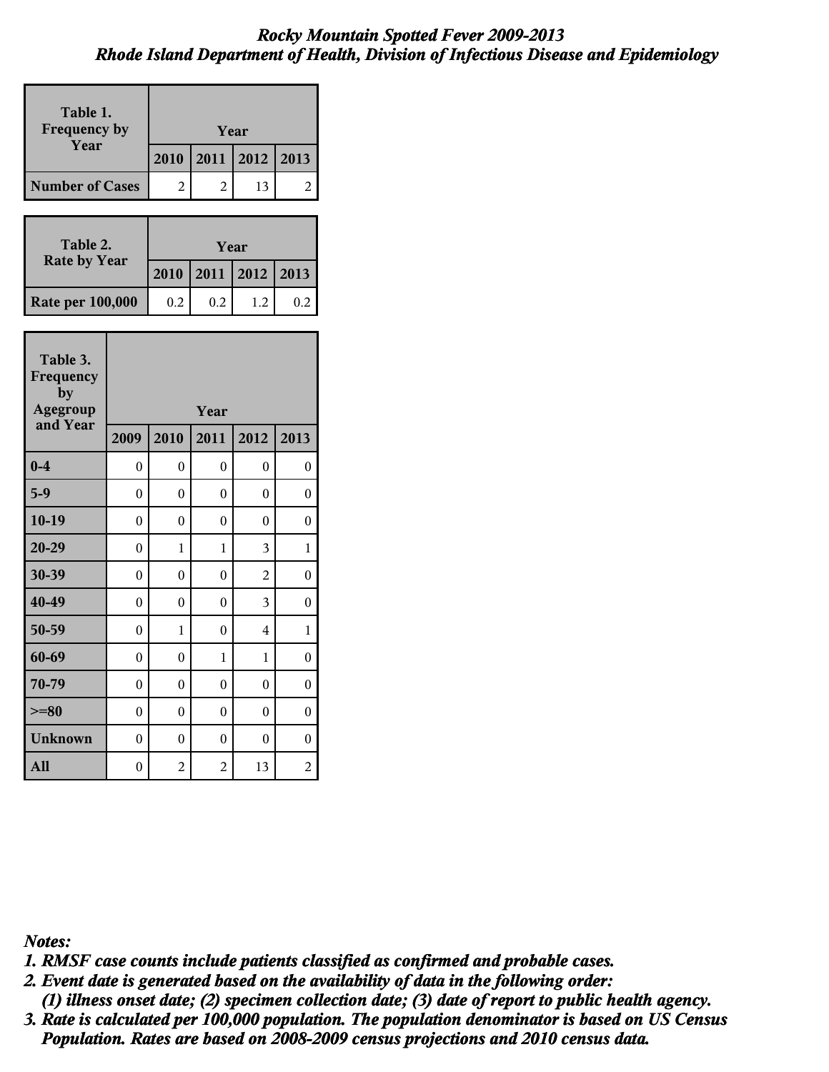# *Rocky Mountain Spotted Fever 2009-2013*
## *Rhode Island Department of Health, Division of Infectious Disease and Epidemiology*

| Table 1. Frequency by Year | Year | | | |
|---|---|---|---|---|
| | 2010 | 2011 | 2012 | 2013 |
| Number of Cases | 2 | 2 | 13 | 2 |

| Table 2. Rate by Year | Year | | | |
|---|---|---|---|---|
| | 2010 | 2011 | 2012 | 2013 |
| Rate per 100,000 | 0.2 | 0.2 | 1.2 | 0.2 |

| Table 3. Frequency by Agegroup and Year | Year | | | | |
|---|---|---|---|---|---|
| | 2009 | 2010 | 2011 | 2012 | 2013 |
| 0-4 | 0 | 0 | 0 | 0 | 0 |
| 5-9 | 0 | 0 | 0 | 0 | 0 |
| 10-19 | 0 | 0 | 0 | 0 | 0 |
| 20-29 | 0 | 1 | 1 | 3 | 1 |
| 30-39 | 0 | 0 | 0 | 2 | 0 |
| 40-49 | 0 | 0 | 0 | 3 | 0 |
| 50-59 | 0 | 1 | 0 | 4 | 1 |
| 60-69 | 0 | 0 | 1 | 1 | 0 |
| 70-79 | 0 | 0 | 0 | 0 | 0 |
| >=80 | 0 | 0 | 0 | 0 | 0 |
| Unknown | 0 | 0 | 0 | 0 | 0 |
| All | 0 | 2 | 2 | 13 | 2 |

***Notes:***

***1. RMSF case counts include patients classified as confirmed and probable cases.***

***2. Event date is generated based on the availability of data in the following order: (1) illness onset date; (2) specimen collection date; (3) date of report to public health agency.***

***3. Rate is calculated per 100,000 population. The population denominator is based on US Census Population. Rates are based on 2008-2009 census projections and 2010 census data.***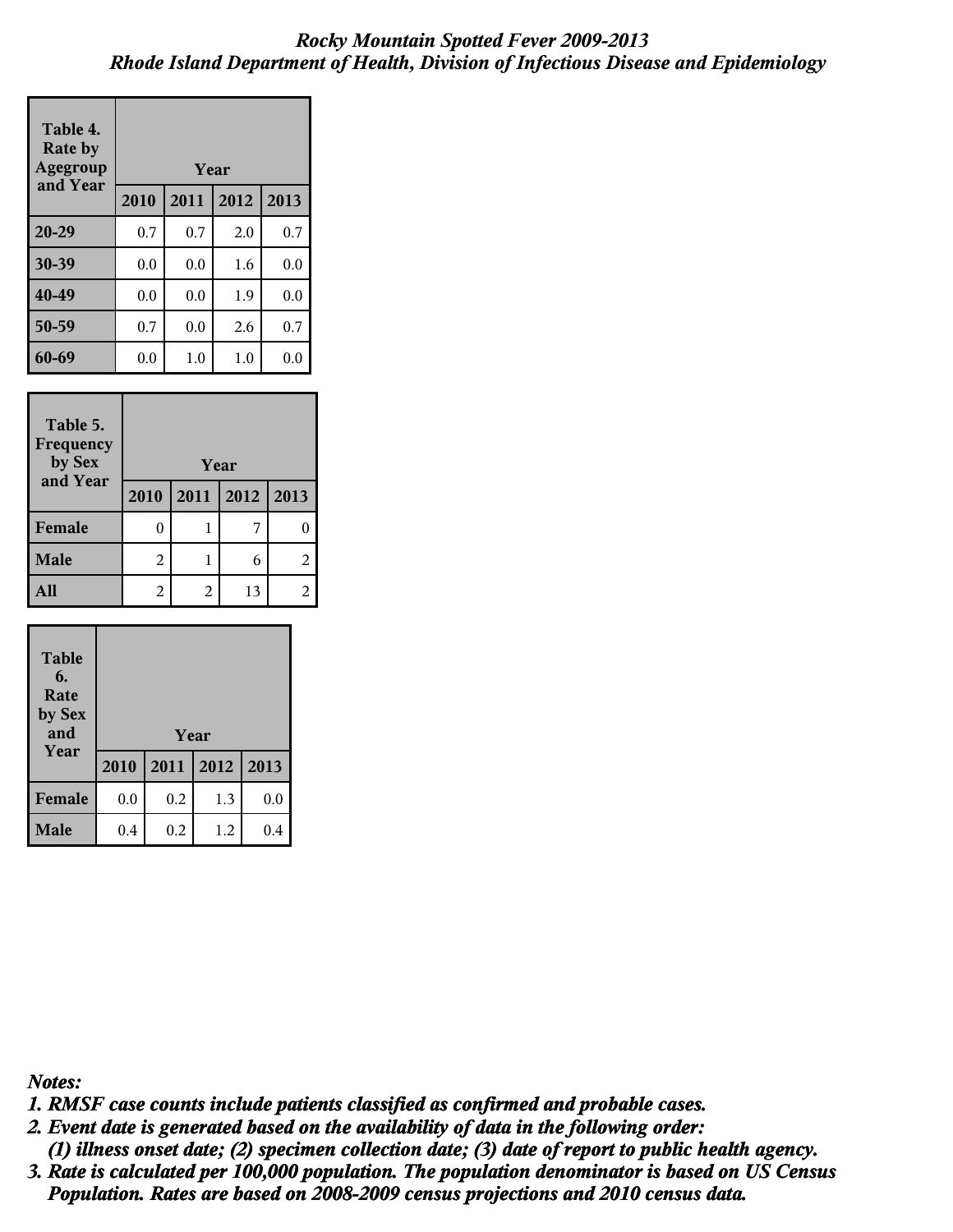*Rocky Mountain Spotted Fever 2009-2013*
*Rhode Island Department of Health, Division of Infectious Disease and Epidemiology*

| Table 4. Rate by Agegroup and Year | Year | | | |
|---|---|---|---|---|
| | 2010 | 2011 | 2012 | 2013 |
| 20-29 | 0.7 | 0.7 | 2.0 | 0.7 |
| 30-39 | 0.0 | 0.0 | 1.6 | 0.0 |
| 40-49 | 0.0 | 0.0 | 1.9 | 0.0 |
| 50-59 | 0.7 | 0.0 | 2.6 | 0.7 |
| 60-69 | 0.0 | 1.0 | 1.0 | 0.0 |

| Table 5. Frequency by Sex and Year | Year | | | |
|---|---|---|---|---|
| | 2010 | 2011 | 2012 | 2013 |
| Female | 0 | 1 | 7 | 0 |
| Male | 2 | 1 | 6 | 2 |
| All | 2 | 2 | 13 | 2 |

| Table 6. Rate by Sex and Year | Year | | | |
|---|---|---|---|---|
| | 2010 | 2011 | 2012 | 2013 |
| Female | 0.0 | 0.2 | 1.3 | 0.0 |
| Male | 0.4 | 0.2 | 1.2 | 0.4 |

***Notes:***

***1. RMSF case counts include patients classified as confirmed and probable cases.***

***2. Event date is generated based on the availability of data in the following order:***
***(1) illness onset date; (2) specimen collection date; (3) date of report to public health agency.***

***3. Rate is calculated per 100,000 population. The population denominator is based on US Census Population. Rates are based on 2008-2009 census projections and 2010 census data.***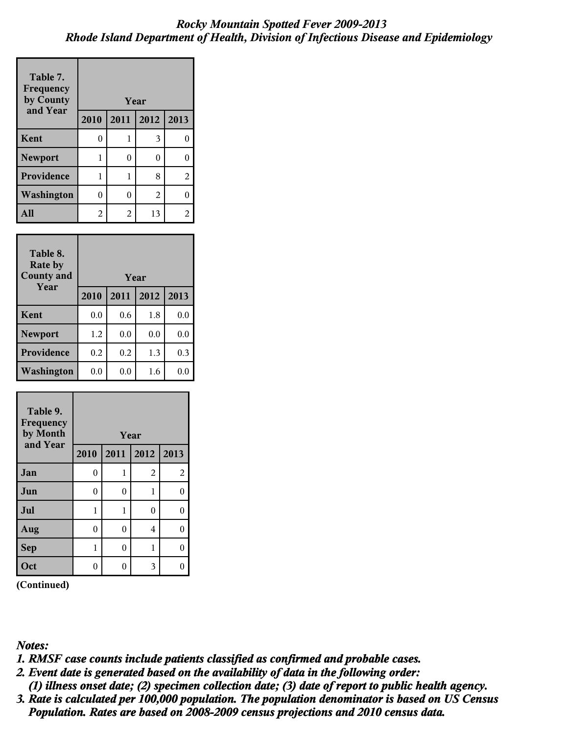*Rocky Mountain Spotted Fever 2009-2013*
*Rhode Island Department of Health, Division of Infectious Disease and Epidemiology*

| Table 7. Frequency by County and Year | Year | | | |
|---|---|---|---|---|
| | 2010 | 2011 | 2012 | 2013 |
| Kent | 0 | 1 | 3 | 0 |
| Newport | 1 | 0 | 0 | 0 |
| Providence | 1 | 1 | 8 | 2 |
| Washington | 0 | 0 | 2 | 0 |
| All | 2 | 2 | 13 | 2 |

| Table 8. Rate by County and Year | Year | | | |
|---|---|---|---|---|
| | 2010 | 2011 | 2012 | 2013 |
| Kent | 0.0 | 0.6 | 1.8 | 0.0 |
| Newport | 1.2 | 0.0 | 0.0 | 0.0 |
| Providence | 0.2 | 0.2 | 1.3 | 0.3 |
| Washington | 0.0 | 0.0 | 1.6 | 0.0 |

| Table 9. Frequency by Month and Year | Year | | | |
|---|---|---|---|---|
| | 2010 | 2011 | 2012 | 2013 |
| Jan | 0 | 1 | 2 | 2 |
| Jun | 0 | 0 | 1 | 0 |
| Jul | 1 | 1 | 0 | 0 |
| Aug | 0 | 0 | 4 | 0 |
| Sep | 1 | 0 | 1 | 0 |
| Oct | 0 | 0 | 3 | 0 |

**(Continued)**

***Notes:***
***1. RMSF case counts include patients classified as confirmed and probable cases.***
***2. Event date is generated based on the availability of data in the following order:***
***(1) illness onset date; (2) specimen collection date; (3) date of report to public health agency.***
***3. Rate is calculated per 100,000 population. The population denominator is based on US Census Population. Rates are based on 2008-2009 census projections and 2010 census data.***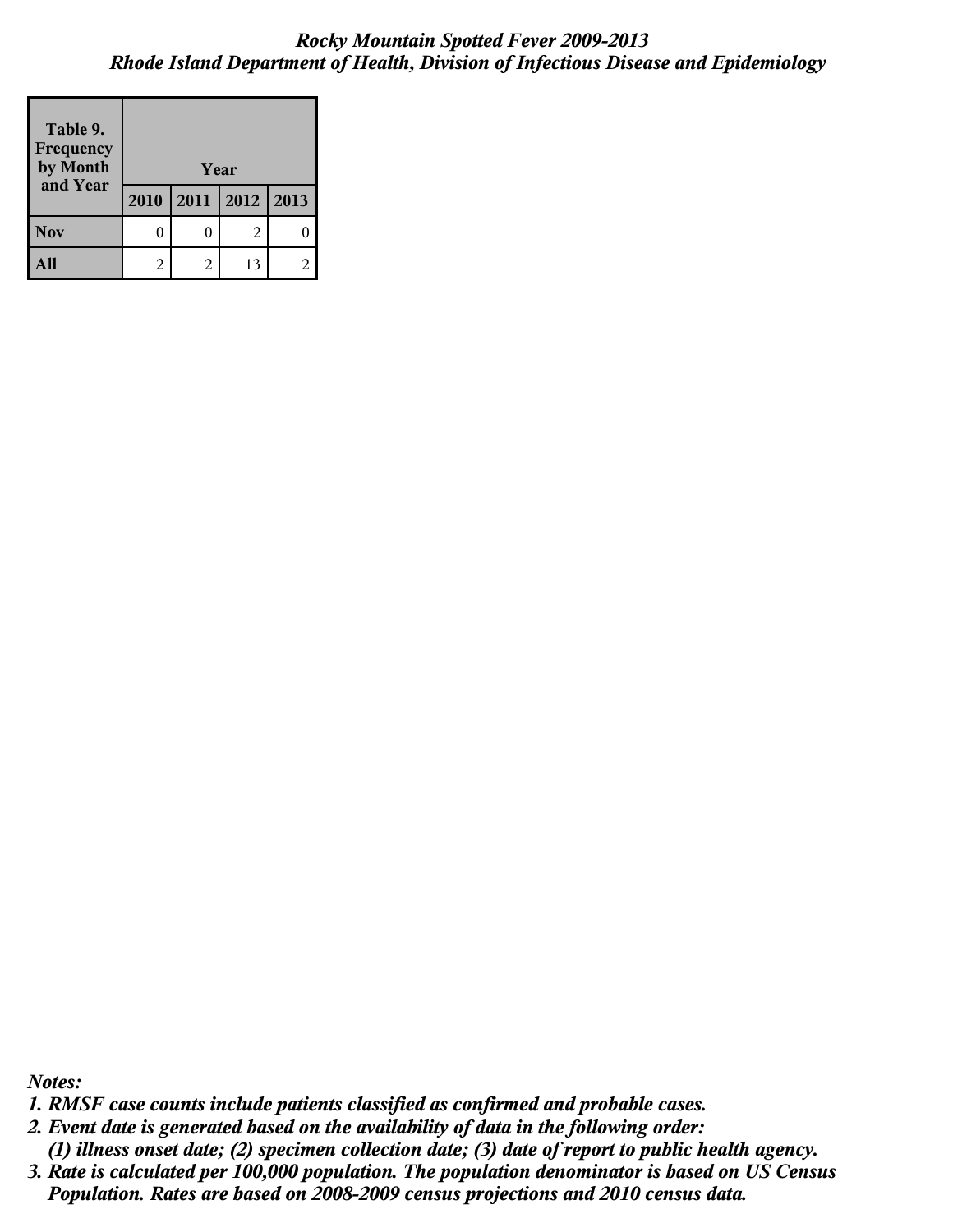*Rocky Mountain Spotted Fever 2009-2013*
*Rhode Island Department of Health, Division of Infectious Disease and Epidemiology*

| Table 9. Frequency by Month and Year | Year | | | |
|---|---|---|---|---|
| | 2010 | 2011 | 2012 | 2013 |
| **Nov** | 0 | 0 | 2 | 0 |
| **All** | 2 | 2 | 13 | 2 |

***Notes:***

***1. RMSF case counts include patients classified as confirmed and probable cases.***
***2. Event date is generated based on the availability of data in the following order:***
***(1) illness onset date; (2) specimen collection date; (3) date of report to public health agency.***
***3. Rate is calculated per 100,000 population. The population denominator is based on US Census Population. Rates are based on 2008-2009 census projections and 2010 census data.***